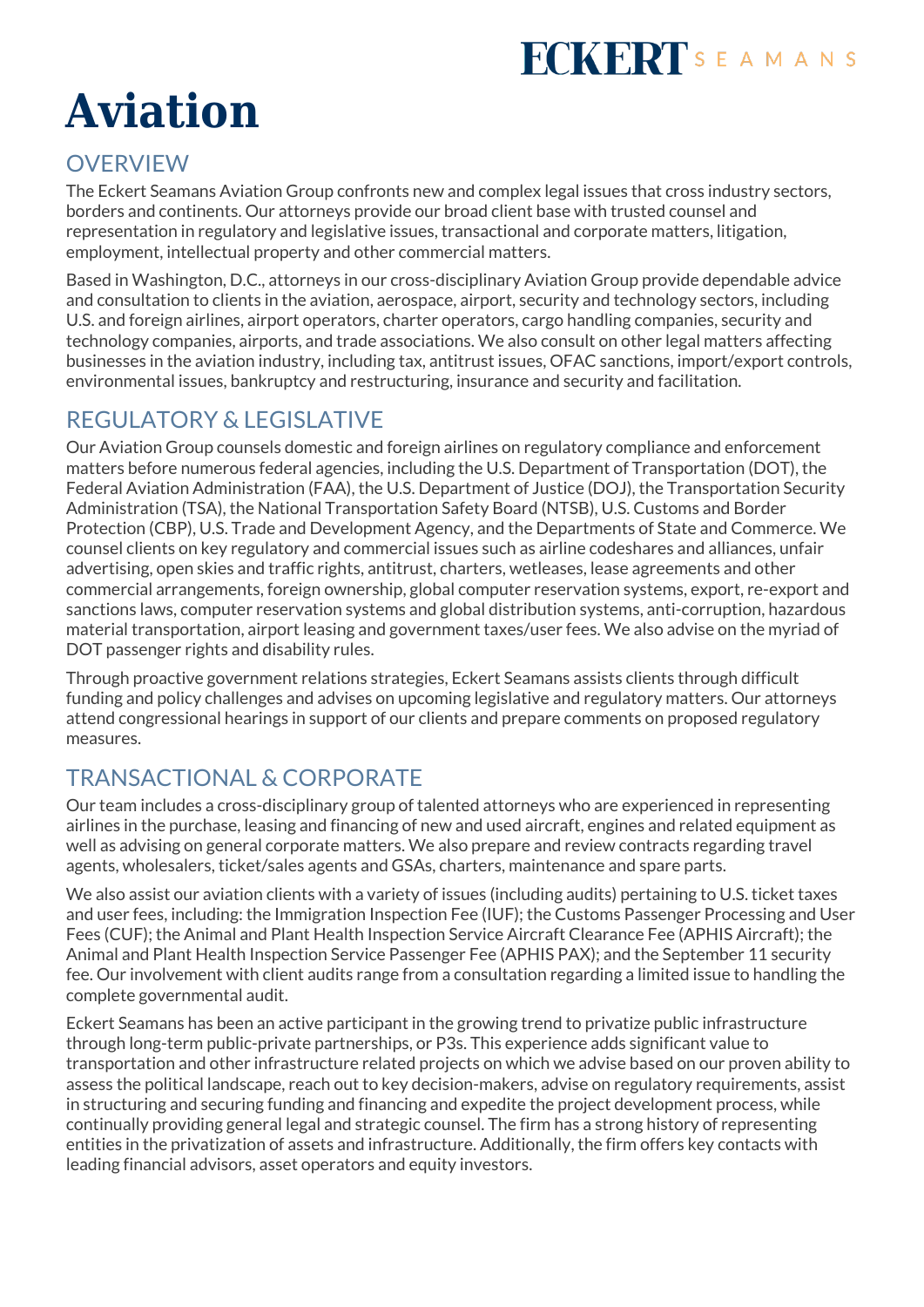# Aviation

## OVERVIEW

The Eckert Seamans Aviation Group confronts new and complex legal issues that cross industry sectors, borders and continents. Our attorneys provide our broad client base with trusted counsel and representation in regulatory and legislative issues, transactional and corporate matters, litigation, employment, intellectual property and other commercial matters.

Based in Washington, D.C., attorneys in our cross-disciplinary Aviation Group provide dependable advice and consultation to clients in the aviation, aerospace, airport, security and technology sectors, including U.S. and foreign airlines, airport operators, charter operators, cargo handling companies, security and technology companies, airports, and trade associations. We also consult on other legal matters affecting businesses in the aviation industry, including tax, antitrust issues, OFAC sanctions, import/export controls, environmental issues, bankruptcy and restructuring, insurance and security and facilitation.

## REGULATORY & LEGISLATIVE

Our Aviation Group counsels domestic and foreign airlines on regulatory compliance and enforcement matters before numerous federal agencies, including the U.S. Department of Transportation (DOT), the Federal Aviation Administration (FAA), the U.S. Department of Justice (DOJ), the Transportation Security Administration (TSA), the National Transportation Safety Board (NTSB), U.S. Customs and Border Protection (CBP), U.S. Trade and Development Agency, and the Departments of State and Commerce. We counsel clients on key regulatory and commercial issues such as airline codeshares and alliances, unfair advertising, open skies and traffic rights, antitrust, charters, wetleases, lease agreements and other commercial arrangements, foreign ownership, global computer reservation systems, export, re-export and sanctions laws, computer reservation systems and global distribution systems, anti-corruption, hazardous material transportation, airport leasing and government taxes/user fees. We also advise on the myriad of DOT passenger rights and disability rules.

Through proactive government relations strategies, Eckert Seamans assists clients through difficult funding and policy challenges and advises on upcoming legislative and regulatory matters. Our attorneys attend congressional hearings in support of our clients and prepare comments on proposed regulatory measures.

## TRANSACTIONAL & CORPORATE

Our team includes a cross-disciplinary group of talented attorneys who are experienced in representing airlines in the purchase, leasing and financing of new and used aircraft, engines and related equipment as well as advising on general corporate matters. We also prepare and review contracts regarding travel agents, wholesalers, ticket/sales agents and GSAs, charters, maintenance and spare parts.

We also assist our aviation clients with a variety of issues (including audits) pertaining to U.S. ticket taxes and user fees, including: the Immigration Inspection Fee (IUF); the Customs Passenger Processing and User Fees (CUF); the Animal and Plant Health Inspection Service Aircraft Clearance Fee (APHIS Aircraft); the Animal and Plant Health Inspection Service Passenger Fee (APHIS PAX); and the September 11 security fee. Our involvement with client audits range from a consultation regarding a limited issue to handling the complete governmental audit.

Eckert Seamans has been an active participant in the growing trend to privatize public infrastructure through long-term public-private partnerships, or P3s. This experience adds significant value to transportation and other infrastructure related projects on which we advise based on our proven ability to assess the political landscape, reach out to key decision-makers, advise on regulatory requirements, assist in structuring and securing funding and financing and expedite the project development process, while continually providing general legal and strategic counsel. The firm has a strong history of representing entities in the privatization of assets and infrastructure. Additionally, the firm offers key contacts with leading financial advisors, asset operators and equity investors.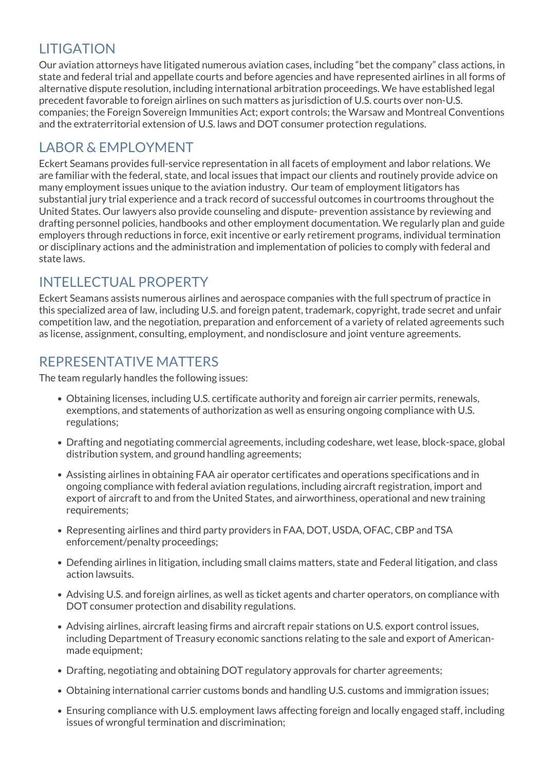## LITIGATION

Our aviation attorneys have litigated numerous aviation cases, including "bet the company" class actions, in state and federal trial and appellate courts and before agencies and have represented airlines in all forms of alternative dispute resolution, including international arbitration proceedings. We have established legal precedent favorable to foreign airlines on such matters as jurisdiction of U.S. courts over non-U.S. companies; the Foreign Sovereign Immunities Act; export controls; the Warsaw and Montreal Conventions and the extraterritorial extension of U.S. laws and DOT consumer protection regulations.

## LABOR & EMPLOYMENT

Eckert Seamans provides full-service representation in all facets of employment and labor relations. We are familiar with the federal, state, and local issues that impact our clients and routinely provide advice on many employment issues unique to the aviation industry. Our team of employment litigators has substantial jury trial experience and a track record of successful outcomes in courtrooms throughout the United States. Our lawyers also provide counseling and dispute- prevention assistance by reviewing and drafting personnel policies, handbooks and other employment documentation. We regularly plan and guide employers through reductions in force, exit incentive or early retirement programs, individual termination or disciplinary actions and the administration and implementation of policies to comply with federal and state laws.

## INTELLECTUAL PROPERTY

Eckert Seamans assists numerous airlines and aerospace companies with the full spectrum of practice in this specialized area of law, including U.S. and foreign patent, trademark, copyright, trade secret and unfair competition law, and the negotiation, preparation and enforcement of a variety of related agreements such as license, assignment, consulting, employment, and nondisclosure and joint venture agreements.

## REPRESENTATIVE MATTERS

The team regularly handles the following issues:

- Obtaining licenses, including U.S. certificate authority and foreign air carrier permits, renewals, exemptions, and statements of authorization as well as ensuring ongoing compliance with U.S. regulations;
- Drafting and negotiating commercial agreements, including codeshare, wet lease, block-space, global distribution system, and ground handling agreements;
- Assisting airlines in obtaining FAA air operator certificates and operations specifications and in ongoing compliance with federal aviation regulations, including aircraft registration, import and export of aircraft to and from the United States, and airworthiness, operational and new training requirements;
- Representing airlines and third party providers in FAA, DOT, USDA, OFAC, CBP and TSA enforcement/penalty proceedings;
- Defending airlines in litigation, including small claims matters, state and Federal litigation, and class action lawsuits.
- Advising U.S. and foreign airlines, as well as ticket agents and charter operators, on compliance with DOT consumer protection and disability regulations.
- Advising airlines, aircraft leasing firms and aircraft repair stations on U.S. export control issues, including Department of Treasury economic sanctions relating to the sale and export of American-made equipment;
- Drafting, negotiating and obtaining DOT regulatory approvals for charter agreements;
- Obtaining international carrier customs bonds and handling U.S. customs and immigration issues;
- Ensuring compliance with U.S. employment laws affecting foreign and locally engaged staff, including issues of wrongful termination and discrimination;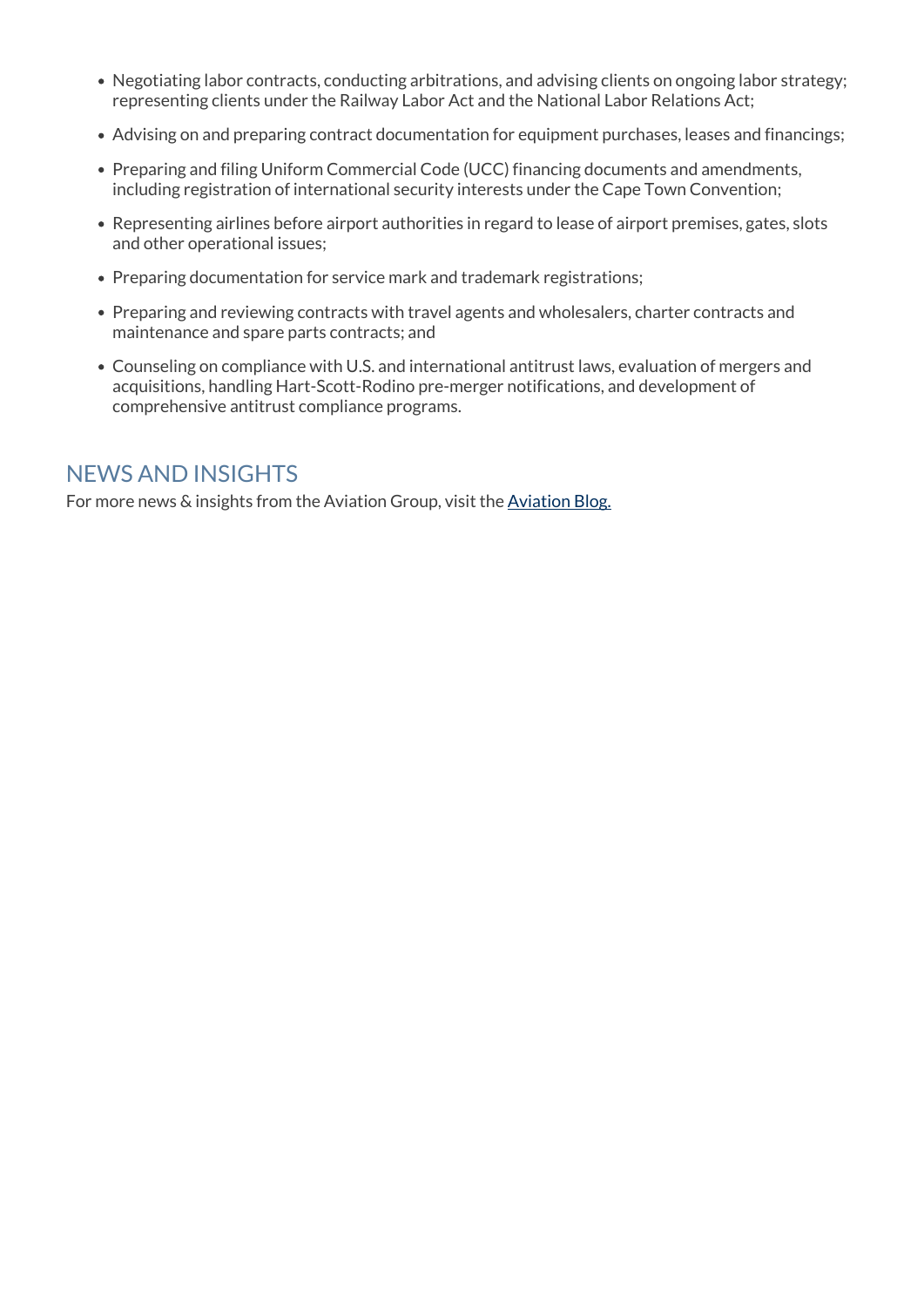- Negotiating labor contracts, conducting arbitrations, and advising clients on ongoing labor strategy; representing clients under the Railway Labor Act and the National Labor Relations Act;
- Advising on and preparing contract documentation for equipment purchases, leases and financings;
- Preparing and filing Uniform Commercial Code (UCC) financing documents and amendments, including registration of international security interests under the Cape Town Convention;
- Representing airlines before airport authorities in regard to lease of airport premises, gates, slots and other operational issues;
- Preparing documentation for service mark and trademark registrations;
- Preparing and reviewing contracts with travel agents and wholesalers, charter contracts and maintenance and spare parts contracts; and
- Counseling on compliance with U.S. and international antitrust laws, evaluation of mergers and acquisitions, handling Hart-Scott-Rodino pre-merger notifications, and development of comprehensive antitrust compliance programs.

## NEWS AND INSIGHTS

For more news & insights from the Aviation Group, visit the Aviation Blog.